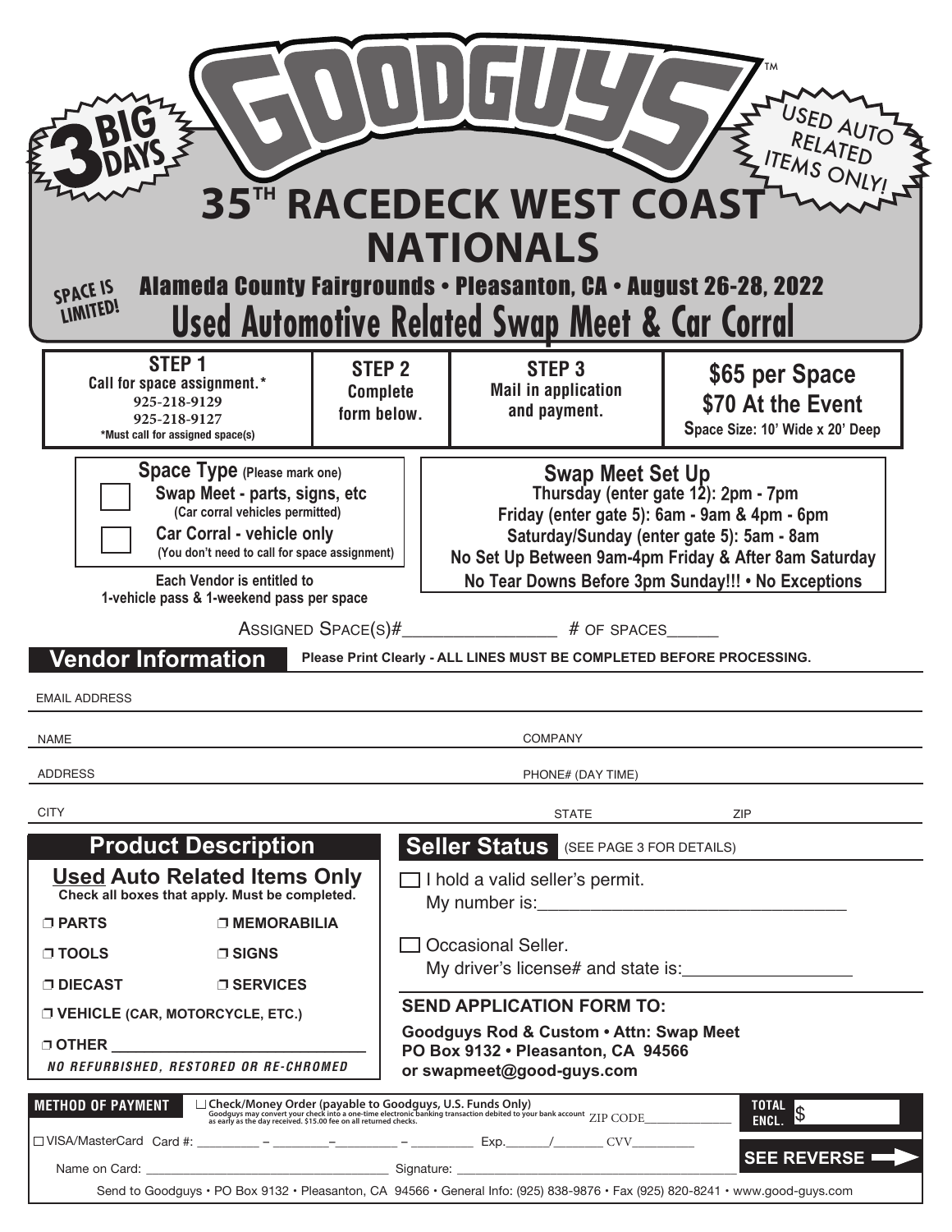# GOODGUYS™

**3 BIG DAYS**

**USED AUTO RELATED ITEMS ONLY!**

# 35TH RACEDECK WEST COAST NATIONALS

**SPACE IS LIMITED!**

## Alameda County Fairgrounds • Pleasanton, CA • August 26-28, 2022

## Used Automotive Related Swap Meet & Car Corral

| STEP 1 | STEP 2 | STEP 3 | $65 per Space |
|---|---|---|---|
| Call for space assignment.* 925-218-9129 925-218-9127 *Must call for assigned space(s) | Complete form below. | Mail in application and payment. | $70 At the Event. Space Size: 10' Wide x 20' Deep |

**Space Type** (Please mark one)

- ☐ **Swap Meet - parts, signs, etc** (Car corral vehicles permitted)
- ☐ **Car Corral - vehicle only** (You don't need to call for space assignment)

**Each Vendor is entitled to 1-vehicle pass & 1-weekend pass per space**

**Swap Meet Set Up**

**Thursday (enter gate 12): 2pm - 7pm**
**Friday (enter gate 5): 6am - 9am & 4pm - 6pm**
**Saturday/Sunday (enter gate 5): 5am - 8am**
**No Set Up Between 9am-4pm Friday & After 8am Saturday**
**No Tear Downs Before 3pm Sunday!!! • No Exceptions**

ASSIGNED SPACE(S)#________________ # OF SPACES_____

## Vendor Information

**Please Print Clearly - ALL LINES MUST BE COMPLETED BEFORE PROCESSING.**

EMAIL ADDRESS

NAME | COMPANY

ADDRESS | PHONE# (DAY TIME)

CITY | STATE | ZIP

## Product Description

**Used Auto Related Items Only**
**Check all boxes that apply. Must be completed.**

- ❒ PARTS
- ❒ MEMORABILIA
- ❒ TOOLS
- ❒ SIGNS
- ❒ DIECAST
- ❒ SERVICES
- ❒ VEHICLE (CAR, MOTORCYCLE, ETC.)
- ❒ OTHER ____________________________

*NO REFURBISHED, RESTORED OR RE-CHROMED*

## Seller Status (SEE PAGE 3 FOR DETAILS)

☐ I hold a valid seller's permit.
My number is:______________________________

☐ Occasional Seller.
My driver's license# and state is:_________________

**SEND APPLICATION FORM TO:**

**Goodguys Rod & Custom • Attn: Swap Meet**
**PO Box 9132 • Pleasanton, CA 94566**
**or swapmeet@good-guys.com**

**METHOD OF PAYMENT**

☐ **Check/Money Order (payable to Goodguys, U.S. Funds Only)** Goodguys may convert your check into a one-time electronic banking transaction debited to your bank account as early as the day received. $15.00 fee on all returned checks. ZIP CODE_____________

**TOTAL ENCL.** $

☐ VISA/MasterCard Card #: _________ – ________–_________ – _________ Exp.______/_______ CVV_________

Name on Card: ___________________________________ Signature: _________________________________________

**SEE REVERSE ➡**

Send to Goodguys • PO Box 9132 • Pleasanton, CA 94566 • General Info: (925) 838-9876 • Fax (925) 820-8241 • www.good-guys.com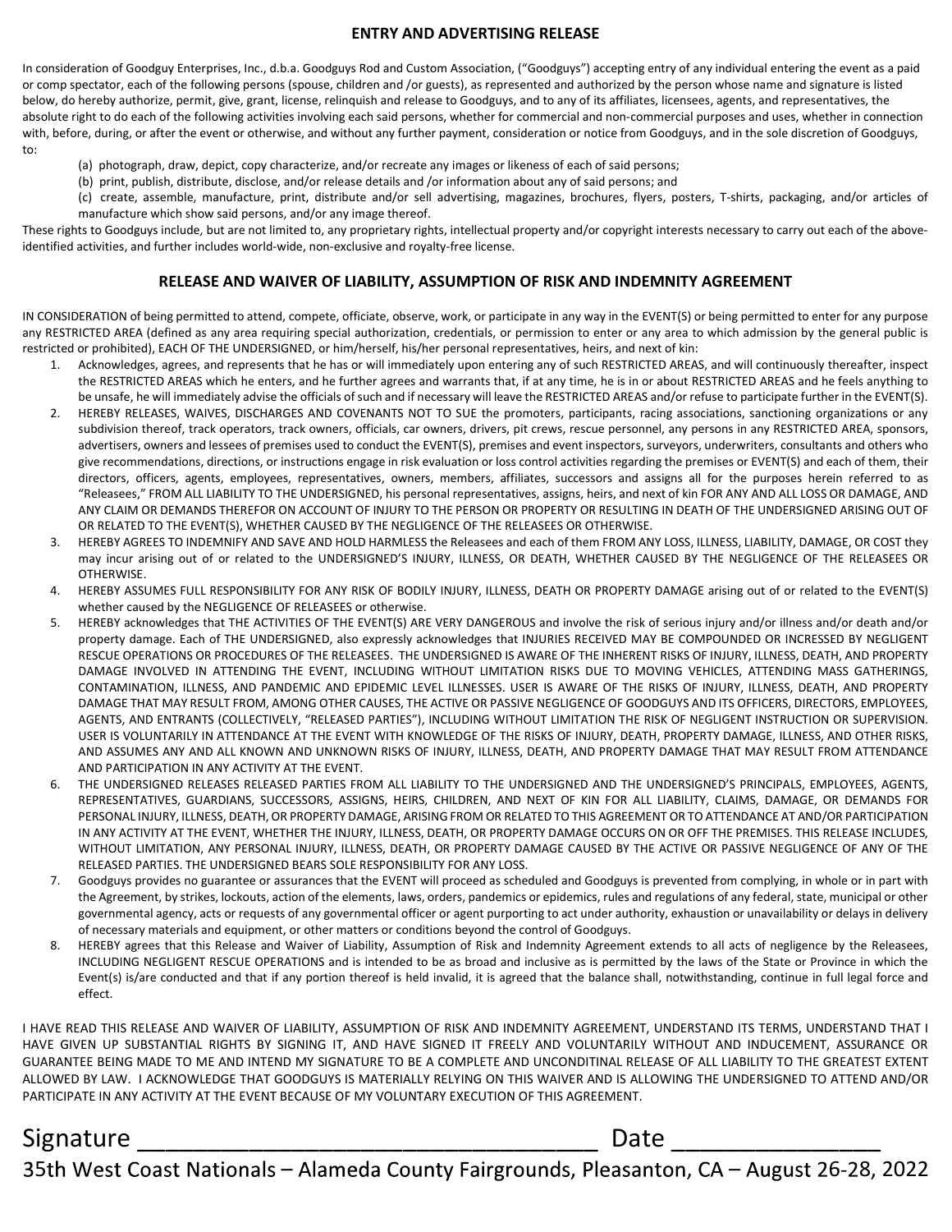## ENTRY AND ADVERTISING RELEASE

In consideration of Goodguy Enterprises, Inc., d.b.a. Goodguys Rod and Custom Association, ("Goodguys") accepting entry of any individual entering the event as a paid or comp spectator, each of the following persons (spouse, children and /or guests), as represented and authorized by the person whose name and signature is listed below, do hereby authorize, permit, give, grant, license, relinquish and release to Goodguys, and to any of its affiliates, licensees, agents, and representatives, the absolute right to do each of the following activities involving each said persons, whether for commercial and non-commercial purposes and uses, whether in connection with, before, during, or after the event or otherwise, and without any further payment, consideration or notice from Goodguys, and in the sole discretion of Goodguys, to:

(a) photograph, draw, depict, copy characterize, and/or recreate any images or likeness of each of said persons;

(b) print, publish, distribute, disclose, and/or release details and /or information about any of said persons; and

(c) create, assemble, manufacture, print, distribute and/or sell advertising, magazines, brochures, flyers, posters, T-shirts, packaging, and/or articles of manufacture which show said persons, and/or any image thereof.

These rights to Goodguys include, but are not limited to, any proprietary rights, intellectual property and/or copyright interests necessary to carry out each of the above-identified activities, and further includes world-wide, non-exclusive and royalty-free license.

## RELEASE AND WAIVER OF LIABILITY, ASSUMPTION OF RISK AND INDEMNITY AGREEMENT

IN CONSIDERATION of being permitted to attend, compete, officiate, observe, work, or participate in any way in the EVENT(S) or being permitted to enter for any purpose any RESTRICTED AREA (defined as any area requiring special authorization, credentials, or permission to enter or any area to which admission by the general public is restricted or prohibited), EACH OF THE UNDERSIGNED, or him/herself, his/her personal representatives, heirs, and next of kin:

1. Acknowledges, agrees, and represents that he has or will immediately upon entering any of such RESTRICTED AREAS, and will continuously thereafter, inspect the RESTRICTED AREAS which he enters, and he further agrees and warrants that, if at any time, he is in or about RESTRICTED AREAS and he feels anything to be unsafe, he will immediately advise the officials of such and if necessary will leave the RESTRICTED AREAS and/or refuse to participate further in the EVENT(S).
2. HEREBY RELEASES, WAIVES, DISCHARGES AND COVENANTS NOT TO SUE the promoters, participants, racing associations, sanctioning organizations or any subdivision thereof, track operators, track owners, officials, car owners, drivers, pit crews, rescue personnel, any persons in any RESTRICTED AREA, sponsors, advertisers, owners and lessees of premises used to conduct the EVENT(S), premises and event inspectors, surveyors, underwriters, consultants and others who give recommendations, directions, or instructions engage in risk evaluation or loss control activities regarding the premises or EVENT(S) and each of them, their directors, officers, agents, employees, representatives, owners, members, affiliates, successors and assigns all for the purposes herein referred to as "Releasees," FROM ALL LIABILITY TO THE UNDERSIGNED, his personal representatives, assigns, heirs, and next of kin FOR ANY AND ALL LOSS OR DAMAGE, AND ANY CLAIM OR DEMANDS THEREFOR ON ACCOUNT OF INJURY TO THE PERSON OR PROPERTY OR RESULTING IN DEATH OF THE UNDERSIGNED ARISING OUT OF OR RELATED TO THE EVENT(S), WHETHER CAUSED BY THE NEGLIGENCE OF THE RELEASEES OR OTHERWISE.
3. HEREBY AGREES TO INDEMNIFY AND SAVE AND HOLD HARMLESS the Releasees and each of them FROM ANY LOSS, ILLNESS, LIABILITY, DAMAGE, OR COST they may incur arising out of or related to the UNDERSIGNED'S INJURY, ILLNESS, OR DEATH, WHETHER CAUSED BY THE NEGLIGENCE OF THE RELEASEES OR OTHERWISE.
4. HEREBY ASSUMES FULL RESPONSIBILITY FOR ANY RISK OF BODILY INJURY, ILLNESS, DEATH OR PROPERTY DAMAGE arising out of or related to the EVENT(S) whether caused by the NEGLIGENCE OF RELEASEES or otherwise.
5. HEREBY acknowledges that THE ACTIVITIES OF THE EVENT(S) ARE VERY DANGEROUS and involve the risk of serious injury and/or illness and/or death and/or property damage. Each of THE UNDERSIGNED, also expressly acknowledges that INJURIES RECEIVED MAY BE COMPOUNDED OR INCRESSED BY NEGLIGENT RESCUE OPERATIONS OR PROCEDURES OF THE RELEASEES. THE UNDERSIGNED IS AWARE OF THE INHERENT RISKS OF INJURY, ILLNESS, DEATH, AND PROPERTY DAMAGE INVOLVED IN ATTENDING THE EVENT, INCLUDING WITHOUT LIMITATION RISKS DUE TO MOVING VEHICLES, ATTENDING MASS GATHERINGS, CONTAMINATION, ILLNESS, AND PANDEMIC AND EPIDEMIC LEVEL ILLNESSES. USER IS AWARE OF THE RISKS OF INJURY, ILLNESS, DEATH, AND PROPERTY DAMAGE THAT MAY RESULT FROM, AMONG OTHER CAUSES, THE ACTIVE OR PASSIVE NEGLIGENCE OF GOODGUYS AND ITS OFFICERS, DIRECTORS, EMPLOYEES, AGENTS, AND ENTRANTS (COLLECTIVELY, "RELEASED PARTIES"), INCLUDING WITHOUT LIMITATION THE RISK OF NEGLIGENT INSTRUCTION OR SUPERVISION. USER IS VOLUNTARILY IN ATTENDANCE AT THE EVENT WITH KNOWLEDGE OF THE RISKS OF INJURY, DEATH, PROPERTY DAMAGE, ILLNESS, AND OTHER RISKS, AND ASSUMES ANY AND ALL KNOWN AND UNKNOWN RISKS OF INJURY, ILLNESS, DEATH, AND PROPERTY DAMAGE THAT MAY RESULT FROM ATTENDANCE AND PARTICIPATION IN ANY ACTIVITY AT THE EVENT.
6. THE UNDERSIGNED RELEASES RELEASED PARTIES FROM ALL LIABILITY TO THE UNDERSIGNED AND THE UNDERSIGNED'S PRINCIPALS, EMPLOYEES, AGENTS, REPRESENTATIVES, GUARDIANS, SUCCESSORS, ASSIGNS, HEIRS, CHILDREN, AND NEXT OF KIN FOR ALL LIABILITY, CLAIMS, DAMAGE, OR DEMANDS FOR PERSONAL INJURY, ILLNESS, DEATH, OR PROPERTY DAMAGE, ARISING FROM OR RELATED TO THIS AGREEMENT OR TO ATTENDANCE AT AND/OR PARTICIPATION IN ANY ACTIVITY AT THE EVENT, WHETHER THE INJURY, ILLNESS, DEATH, OR PROPERTY DAMAGE OCCURS ON OR OFF THE PREMISES. THIS RELEASE INCLUDES, WITHOUT LIMITATION, ANY PERSONAL INJURY, ILLNESS, DEATH, OR PROPERTY DAMAGE CAUSED BY THE ACTIVE OR PASSIVE NEGLIGENCE OF ANY OF THE RELEASED PARTIES. THE UNDERSIGNED BEARS SOLE RESPONSIBILITY FOR ANY LOSS.
7. Goodguys provides no guarantee or assurances that the EVENT will proceed as scheduled and Goodguys is prevented from complying, in whole or in part with the Agreement, by strikes, lockouts, action of the elements, laws, orders, pandemics or epidemics, rules and regulations of any federal, state, municipal or other governmental agency, acts or requests of any governmental officer or agent purporting to act under authority, exhaustion or unavailability or delays in delivery of necessary materials and equipment, or other matters or conditions beyond the control of Goodguys.
8. HEREBY agrees that this Release and Waiver of Liability, Assumption of Risk and Indemnity Agreement extends to all acts of negligence by the Releasees, INCLUDING NEGLIGENT RESCUE OPERATIONS and is intended to be as broad and inclusive as is permitted by the laws of the State or Province in which the Event(s) is/are conducted and that if any portion thereof is held invalid, it is agreed that the balance shall, notwithstanding, continue in full legal force and effect.

I HAVE READ THIS RELEASE AND WAIVER OF LIABILITY, ASSUMPTION OF RISK AND INDEMNITY AGREEMENT, UNDERSTAND ITS TERMS, UNDERSTAND THAT I HAVE GIVEN UP SUBSTANTIAL RIGHTS BY SIGNING IT, AND HAVE SIGNED IT FREELY AND VOLUNTARILY WITHOUT AND INDUCEMENT, ASSURANCE OR GUARANTEE BEING MADE TO ME AND INTEND MY SIGNATURE TO BE A COMPLETE AND UNCONDITINAL RELEASE OF ALL LIABILITY TO THE GREATEST EXTENT ALLOWED BY LAW. I ACKNOWLEDGE THAT GOODGUYS IS MATERIALLY RELYING ON THIS WAIVER AND IS ALLOWING THE UNDERSIGNED TO ATTEND AND/OR PARTICIPATE IN ANY ACTIVITY AT THE EVENT BECAUSE OF MY VOLUNTARY EXECUTION OF THIS AGREEMENT.

Signature ___________________________________ Date _______________

35th West Coast Nationals – Alameda County Fairgrounds, Pleasanton, CA – August 26-28, 2022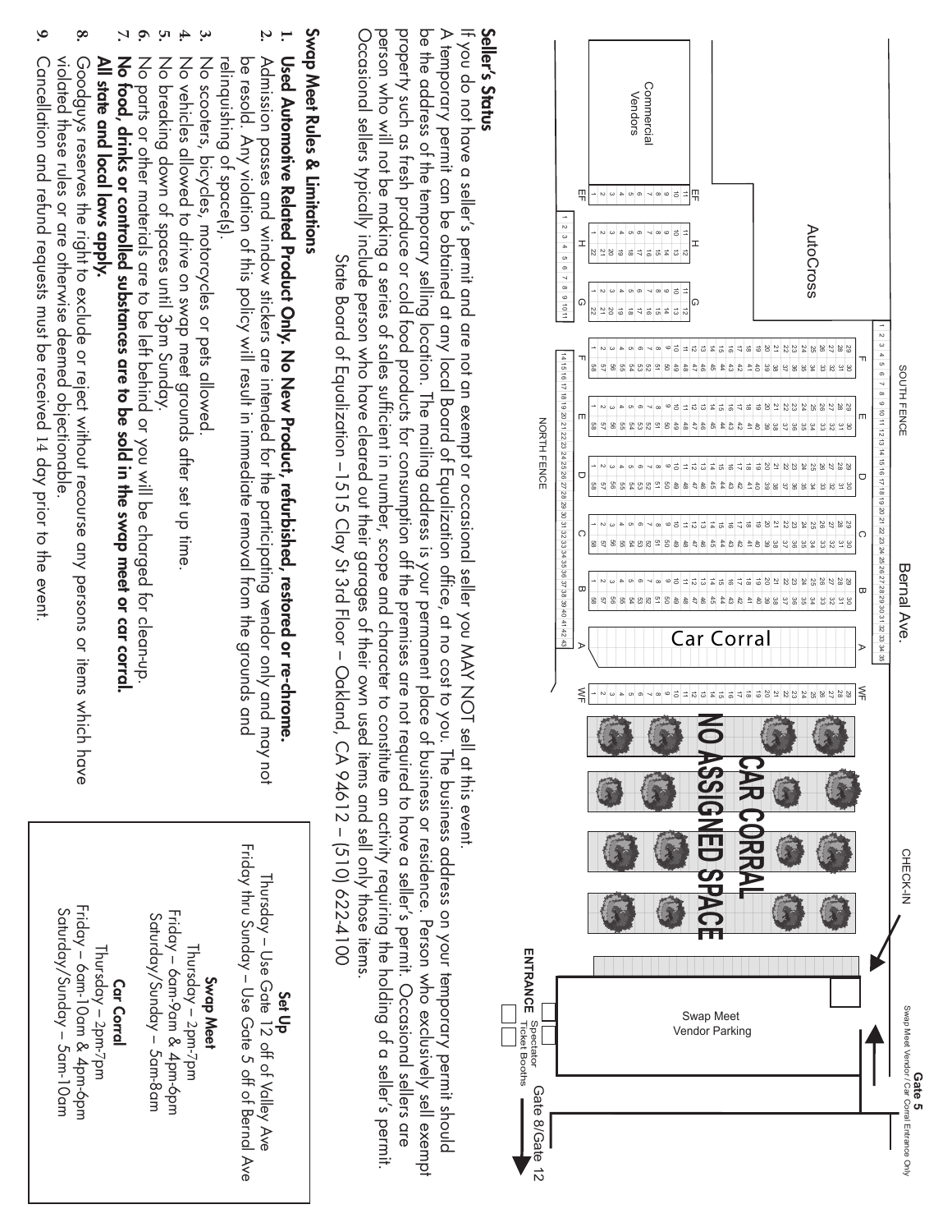Bernal Ave.

SOUTH FENCE

NORTH FENCE

AutoCross

Commercial Vendors

Car Corral

CAR CORRAL

NO ASSIGNED SPACE

CHECK-IN

Gate 5

Swap Meet Vendor / Car Corral Entrance Only

Swap Meet Vendor Parking

ENTRANCE

Spectator Ticket Booths

Gate 8/Gate 12

EF H G F E D C B A WF

## Seller's Status

If you do not have a seller's permit and are not an exempt or occasional seller you MAY NOT sell at this event.

A temporary permit can be obtained at any local Board of Equalization office, at no cost to you. The business address on your temporary permit should be the address of the temporary selling location. The mailing address is your permanent place of business or residence. Person who exclusively sell exempt property such as fresh produce or cold food products for consumption off the premises are not required to have a seller's permit. Occasional sellers are person who will not be making a series of sales sufficient in number, scope and character to constitute an activity requiring the holding of a seller's permit. Occasional sellers typically include person who have cleared out their garages of their own used items and sell only those items.

State Board of Equalization – 1515 Clay St 3rd Floor – Oakland, CA 94612 – (510) 622-4100

## Swap Meet Rules & Limitations

1. **Used Automotive Related Product Only. No New Product, refurbished, restored or re-chrome.**
2. Admission passes and window stickers are intended for the participating vendor only and may not be resold. Any violation of this policy will result in immediate removal from the grounds and relinquishing of space(s).
3. No scooters, bicycles, motorcycles or pets allowed.
4. No vehicles allowed to drive on swap meet grounds after set up time.
5. No breaking down of spaces until 3pm Sunday.
6. No parts or other materials are to be left behind or you will be charged for clean-up.
7. **No food, drinks or controlled substances are to be sold in the swap meet or car corral. All state and local laws apply.**
8. Goodguys reserves the right to exclude or reject without recourse any persons or items which have violated these rules or are otherwise deemed objectionable.
9. Cancellation and refund requests must be received 14 day prior to the event.

**Set Up**

Thursday – Use Gate 12 off of Valley Ave

Friday thru Sunday – Use Gate 5 off of Bernal Ave

**Swap Meet**

Thursday – 2pm-7pm

Friday – 6am-9am & 4pm-6pm

Saturday/Sunday – 5am-8am

**Car Corral**

Thursday – 2pm-7pm

Friday – 6am-10am & 4pm-6pm

Saturday/Sunday – 5am-10am